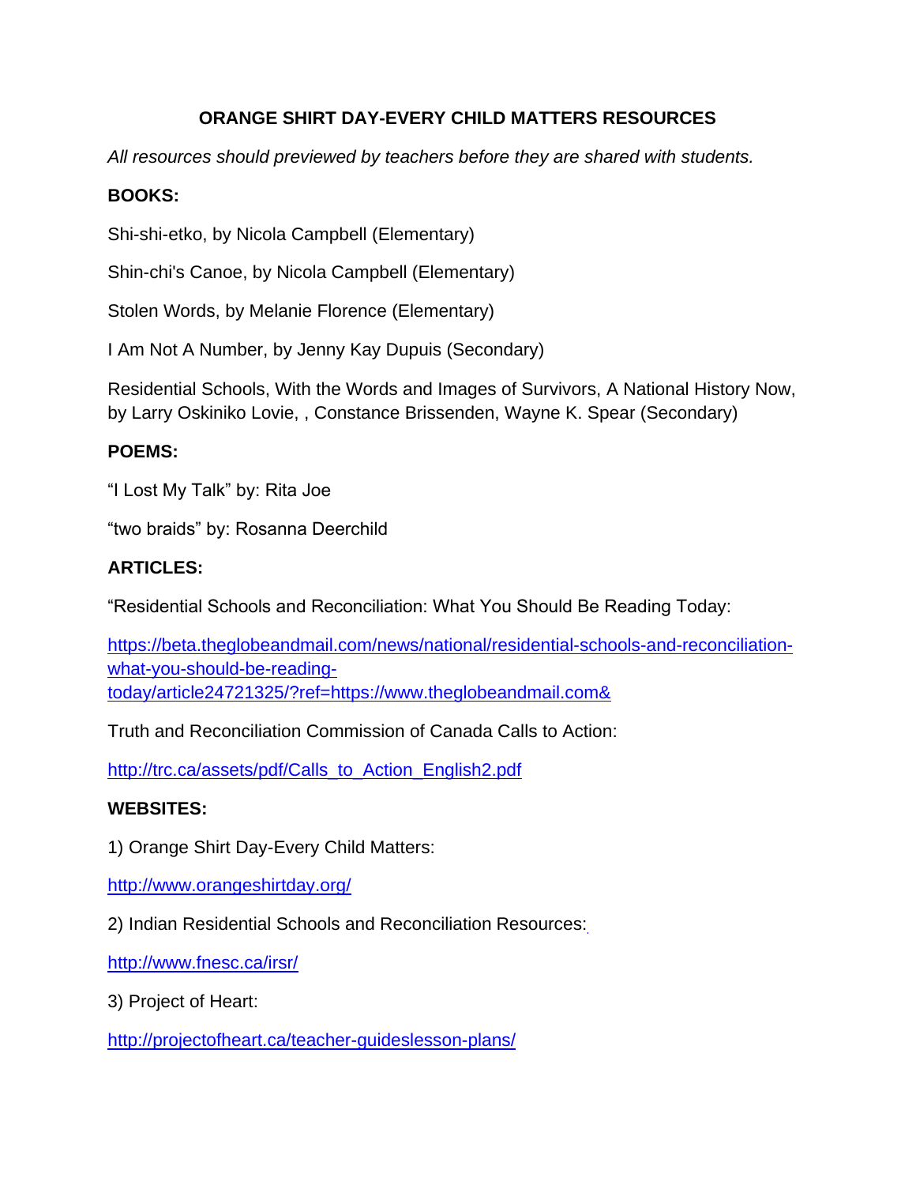# ORANGE SHIRT DAY-EVERY CHILD MATTERS RESOURCES

*All resources should previewed by teachers before they are shared with students.*

**BOOKS:**

Shi-shi-etko, by Nicola Campbell (Elementary)

Shin-chi's Canoe, by Nicola Campbell (Elementary)

Stolen Words, by Melanie Florence (Elementary)

I Am Not A Number, by Jenny Kay Dupuis (Secondary)

Residential Schools, With the Words and Images of Survivors, A National History Now, by Larry Oskiniko Lovie, , Constance Brissenden, Wayne K. Spear (Secondary)

**POEMS:**

"I Lost My Talk" by: Rita Joe

"two braids" by: Rosanna Deerchild

**ARTICLES:**

"Residential Schools and Reconciliation: What You Should Be Reading Today:

https://beta.theglobeandmail.com/news/national/residential-schools-and-reconciliation-what-you-should-be-reading-today/article24721325/?ref=https://www.theglobeandmail.com&

Truth and Reconciliation Commission of Canada Calls to Action:

http://trc.ca/assets/pdf/Calls_to_Action_English2.pdf

**WEBSITES:**

1) Orange Shirt Day-Every Child Matters:

http://www.orangeshirtday.org/

2) Indian Residential Schools and Reconciliation Resources:

http://www.fnesc.ca/irsr/

3) Project of Heart:

http://projectofheart.ca/teacher-guideslesson-plans/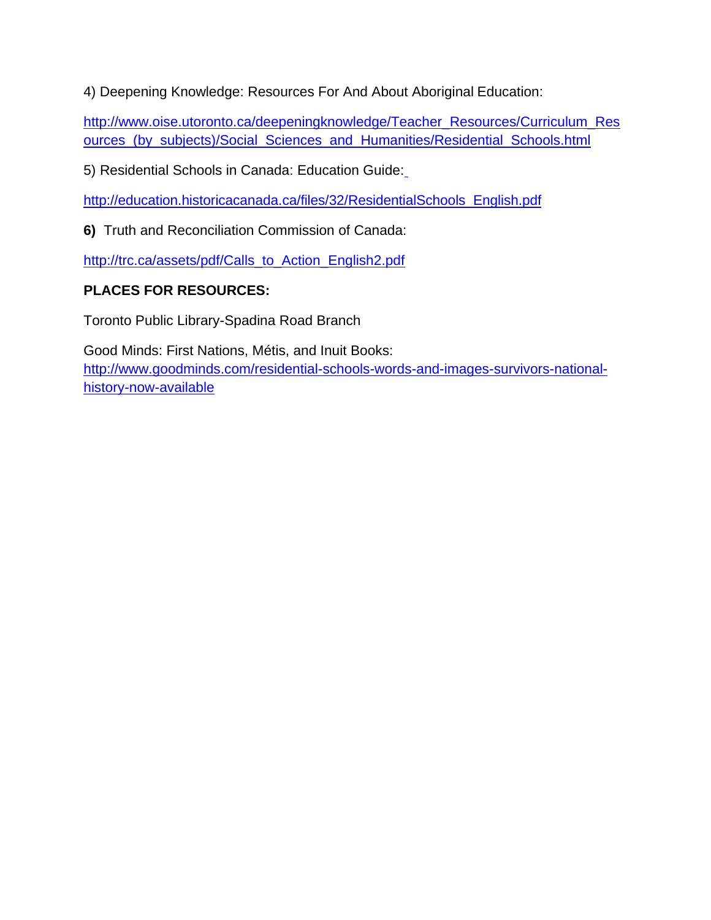4) Deepening Knowledge: Resources For And About Aboriginal Education:

http://www.oise.utoronto.ca/deepeningknowledge/Teacher_Resources/Curriculum_Resources_(by_subjects)/Social_Sciences_and_Humanities/Residential_Schools.html

5) Residential Schools in Canada: Education Guide:

http://education.historicacanada.ca/files/32/ResidentialSchools_English.pdf

**6)** Truth and Reconciliation Commission of Canada:

http://trc.ca/assets/pdf/Calls_to_Action_English2.pdf

**PLACES FOR RESOURCES:**

Toronto Public Library-Spadina Road Branch

Good Minds: First Nations, Métis, and Inuit Books:
http://www.goodminds.com/residential-schools-words-and-images-survivors-national-history-now-available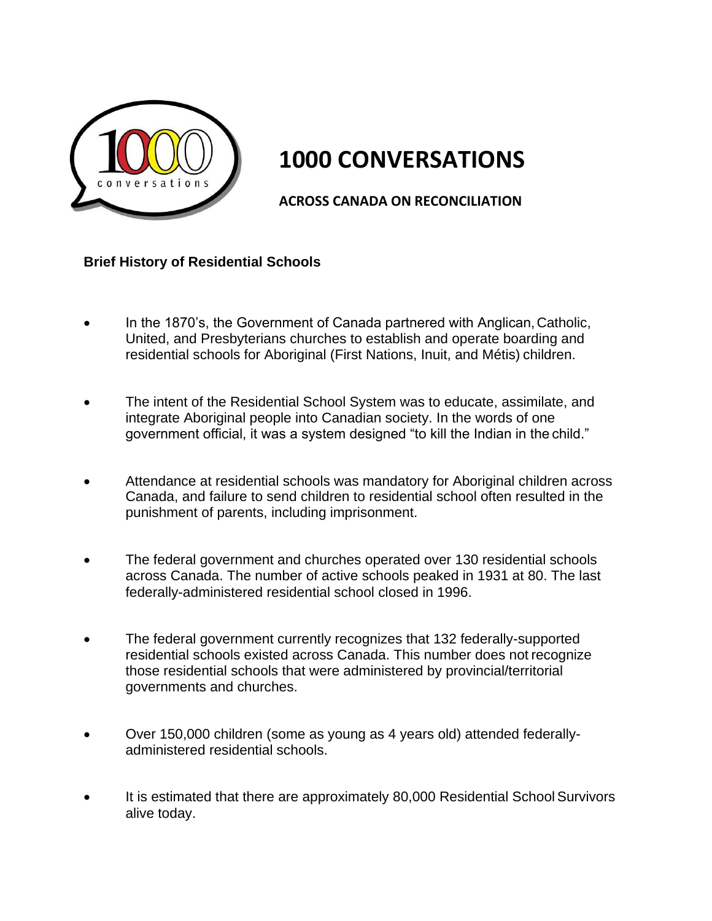# 1000 CONVERSATIONS

**ACROSS CANADA ON RECONCILIATION**

**Brief History of Residential Schools**

- In the 1870's, the Government of Canada partnered with Anglican, Catholic, United, and Presbyterians churches to establish and operate boarding and residential schools for Aboriginal (First Nations, Inuit, and Métis) children.
- The intent of the Residential School System was to educate, assimilate, and integrate Aboriginal people into Canadian society. In the words of one government official, it was a system designed "to kill the Indian in the child."
- Attendance at residential schools was mandatory for Aboriginal children across Canada, and failure to send children to residential school often resulted in the punishment of parents, including imprisonment.
- The federal government and churches operated over 130 residential schools across Canada. The number of active schools peaked in 1931 at 80. The last federally-administered residential school closed in 1996.
- The federal government currently recognizes that 132 federally-supported residential schools existed across Canada. This number does not recognize those residential schools that were administered by provincial/territorial governments and churches.
- Over 150,000 children (some as young as 4 years old) attended federally-administered residential schools.
- It is estimated that there are approximately 80,000 Residential School Survivors alive today.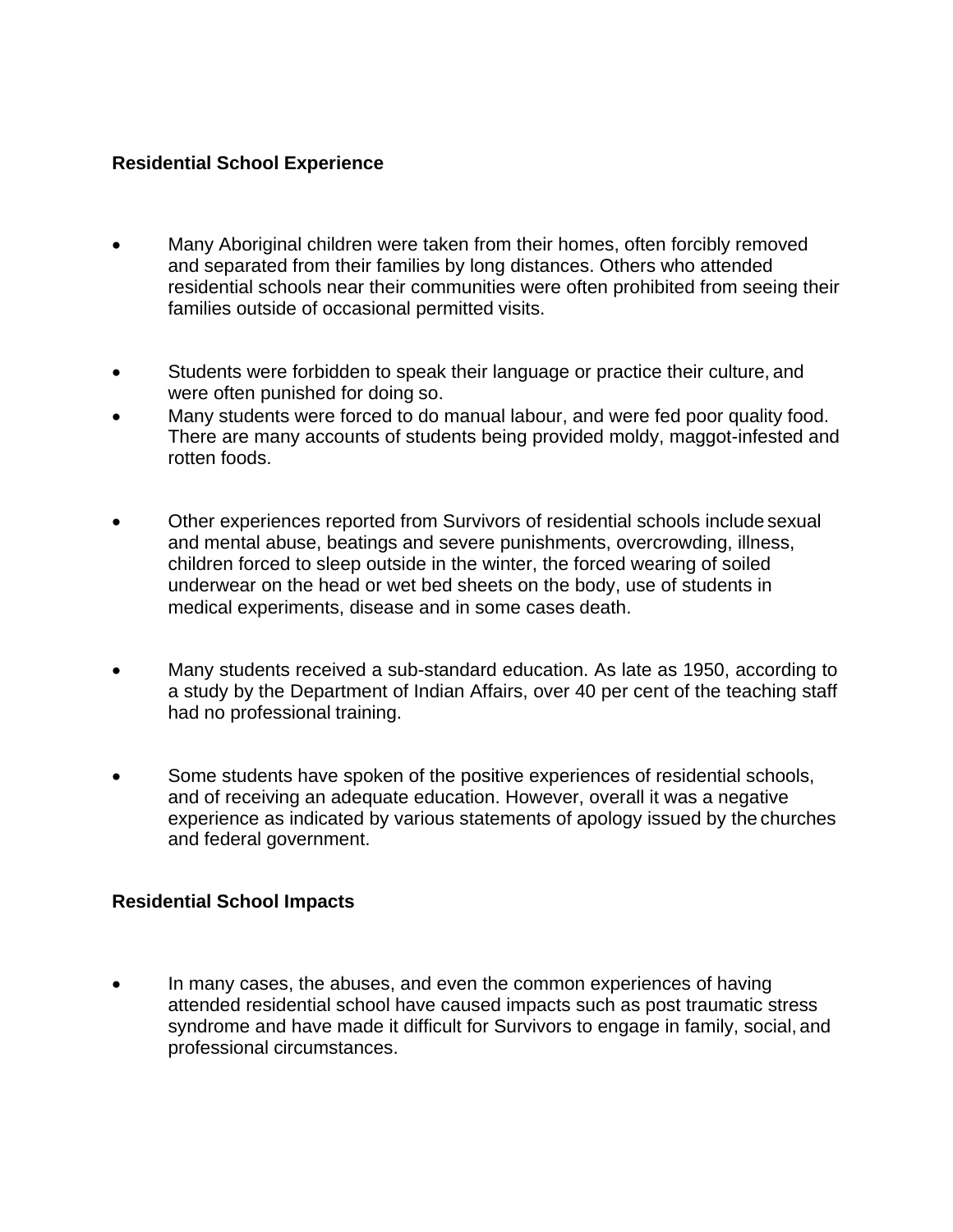**Residential School Experience**

- Many Aboriginal children were taken from their homes, often forcibly removed and separated from their families by long distances. Others who attended residential schools near their communities were often prohibited from seeing their families outside of occasional permitted visits.

- Students were forbidden to speak their language or practice their culture, and were often punished for doing so.
- Many students were forced to do manual labour, and were fed poor quality food. There are many accounts of students being provided moldy, maggot-infested and rotten foods.

- Other experiences reported from Survivors of residential schools include sexual and mental abuse, beatings and severe punishments, overcrowding, illness, children forced to sleep outside in the winter, the forced wearing of soiled underwear on the head or wet bed sheets on the body, use of students in medical experiments, disease and in some cases death.

- Many students received a sub-standard education. As late as 1950, according to a study by the Department of Indian Affairs, over 40 per cent of the teaching staff had no professional training.

- Some students have spoken of the positive experiences of residential schools, and of receiving an adequate education. However, overall it was a negative experience as indicated by various statements of apology issued by the churches and federal government.

**Residential School Impacts**

- In many cases, the abuses, and even the common experiences of having attended residential school have caused impacts such as post traumatic stress syndrome and have made it difficult for Survivors to engage in family, social, and professional circumstances.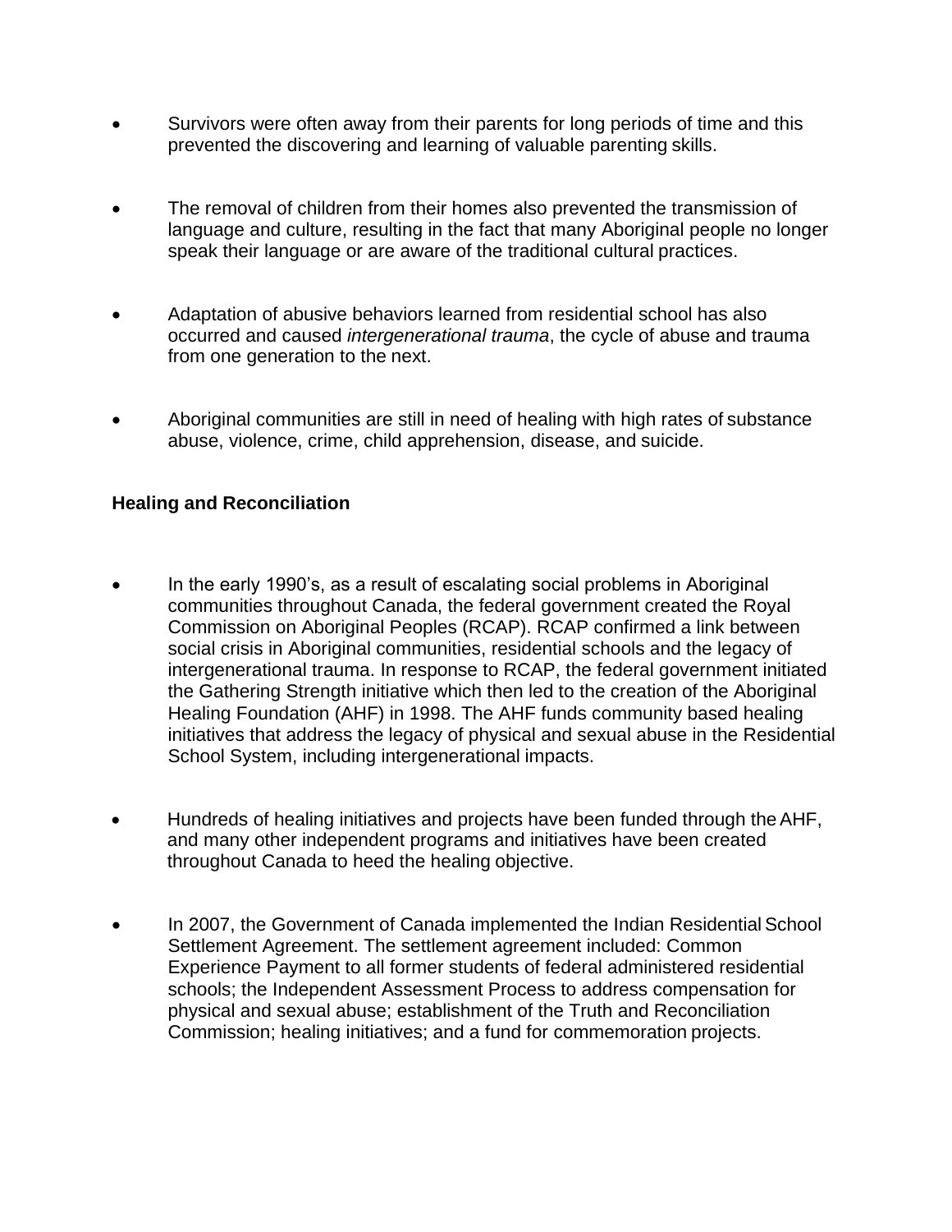- Survivors were often away from their parents for long periods of time and this prevented the discovering and learning of valuable parenting skills.

- The removal of children from their homes also prevented the transmission of language and culture, resulting in the fact that many Aboriginal people no longer speak their language or are aware of the traditional cultural practices.

- Adaptation of abusive behaviors learned from residential school has also occurred and caused *intergenerational trauma*, the cycle of abuse and trauma from one generation to the next.

- Aboriginal communities are still in need of healing with high rates of substance abuse, violence, crime, child apprehension, disease, and suicide.

**Healing and Reconciliation**

- In the early 1990's, as a result of escalating social problems in Aboriginal communities throughout Canada, the federal government created the Royal Commission on Aboriginal Peoples (RCAP). RCAP confirmed a link between social crisis in Aboriginal communities, residential schools and the legacy of intergenerational trauma. In response to RCAP, the federal government initiated the Gathering Strength initiative which then led to the creation of the Aboriginal Healing Foundation (AHF) in 1998. The AHF funds community based healing initiatives that address the legacy of physical and sexual abuse in the Residential School System, including intergenerational impacts.

- Hundreds of healing initiatives and projects have been funded through the AHF, and many other independent programs and initiatives have been created throughout Canada to heed the healing objective.

- In 2007, the Government of Canada implemented the Indian Residential School Settlement Agreement. The settlement agreement included: Common Experience Payment to all former students of federal administered residential schools; the Independent Assessment Process to address compensation for physical and sexual abuse; establishment of the Truth and Reconciliation Commission; healing initiatives; and a fund for commemoration projects.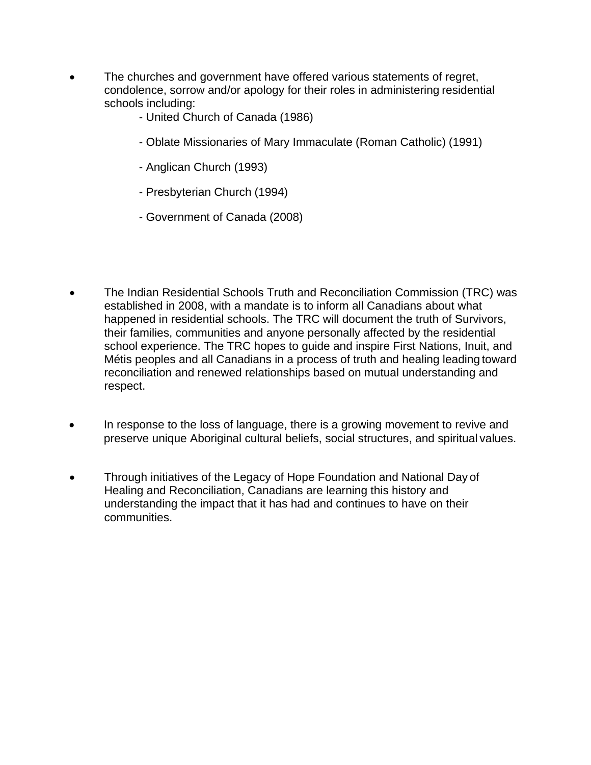- The churches and government have offered various statements of regret, condolence, sorrow and/or apology for their roles in administering residential schools including:
  - United Church of Canada (1986)
  - Oblate Missionaries of Mary Immaculate (Roman Catholic) (1991)
  - Anglican Church (1993)
  - Presbyterian Church (1994)
  - Government of Canada (2008)

- The Indian Residential Schools Truth and Reconciliation Commission (TRC) was established in 2008, with a mandate is to inform all Canadians about what happened in residential schools. The TRC will document the truth of Survivors, their families, communities and anyone personally affected by the residential school experience. The TRC hopes to guide and inspire First Nations, Inuit, and Métis peoples and all Canadians in a process of truth and healing leading toward reconciliation and renewed relationships based on mutual understanding and respect.

- In response to the loss of language, there is a growing movement to revive and preserve unique Aboriginal cultural beliefs, social structures, and spiritual values.

- Through initiatives of the Legacy of Hope Foundation and National Day of Healing and Reconciliation, Canadians are learning this history and understanding the impact that it has had and continues to have on their communities.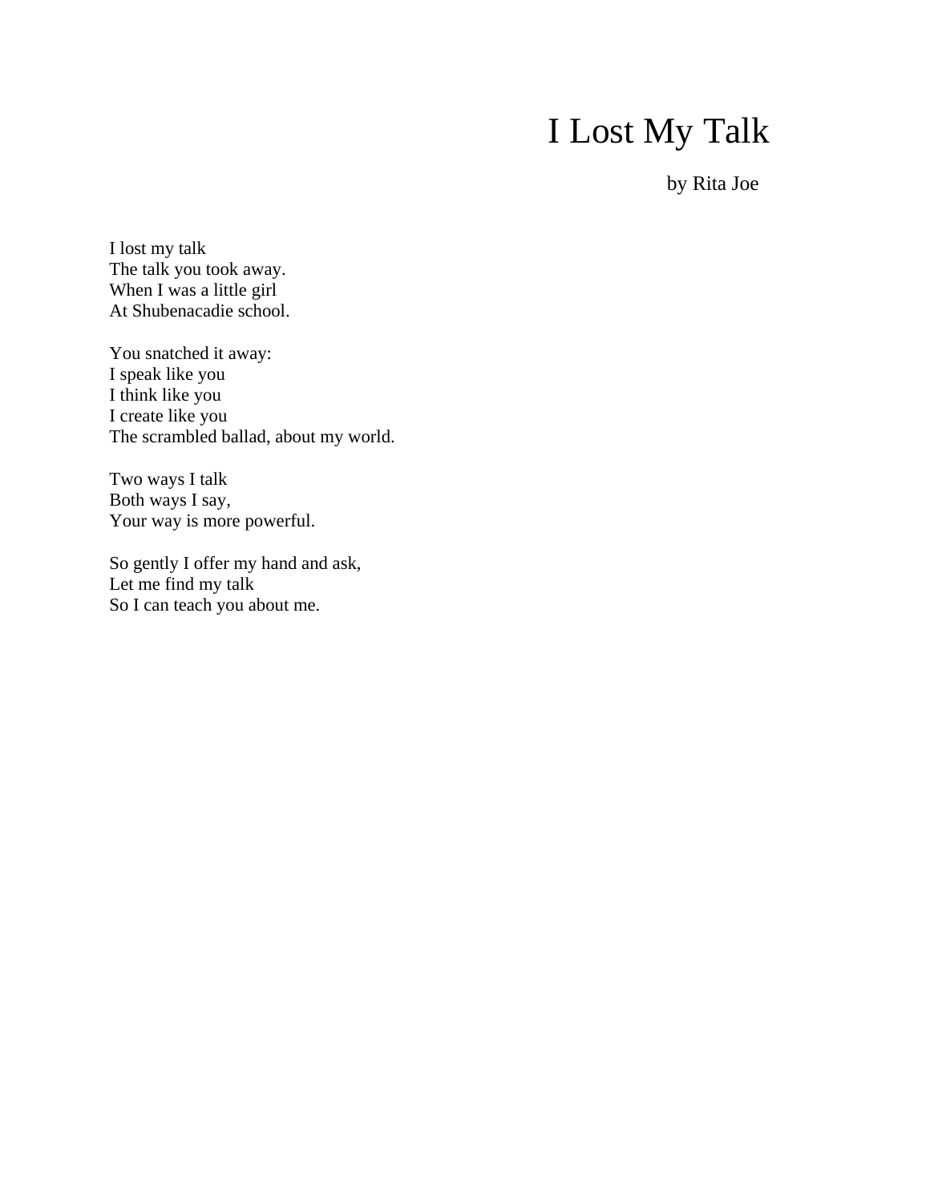# I Lost My Talk

by Rita Joe

I lost my talk  
The talk you took away.  
When I was a little girl  
At Shubenacadie school.

You snatched it away:  
I speak like you  
I think like you  
I create like you  
The scrambled ballad, about my world.

Two ways I talk  
Both ways I say,  
Your way is more powerful.

So gently I offer my hand and ask,  
Let me find my talk  
So I can teach you about me.